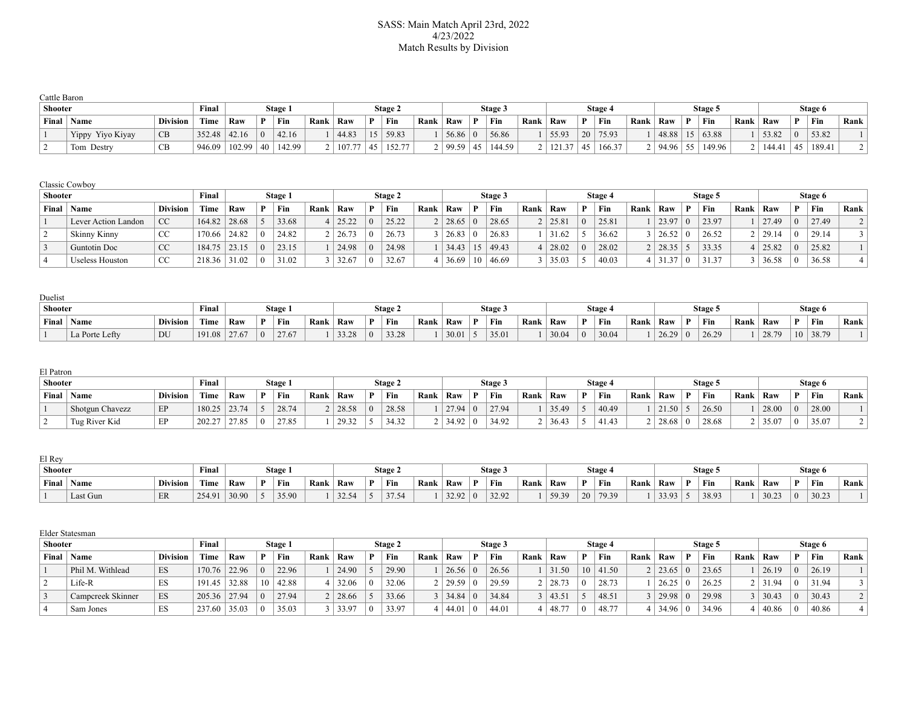# SASS: Main Match April 23rd, 2022
4/23/2022
Match Results by Division

Cattle Baron

| Shooter | | | Final | Stage 1 | | | | Stage 2 | | | | Stage 3 | | | | Stage 4 | | | | Stage 5 | | | | Stage 6 | | | |
|---|---|---|---|---|---|---|---|---|---|---|---|---|---|---|---|---|---|---|---|---|---|---|---|---|---|---|---|
| Final | Name | Division | Time | Raw | P | Fin | Rank | Raw | P | Fin | Rank | Raw | P | Fin | Rank | Raw | P | Fin | Rank | Raw | P | Fin | Rank | Raw | P | Fin | Rank |
| 1 | Yippy Yiyo Kiyay | CB | 352.48 | 42.16 | 0 | 42.16 | 1 | 44.83 | 15 | 59.83 | 1 | 56.86 | 0 | 56.86 | 1 | 55.93 | 20 | 75.93 | 1 | 48.88 | 15 | 63.88 | 1 | 53.82 | 0 | 53.82 | 1 |
| 2 | Tom Destry | CB | 946.09 | 102.99 | 40 | 142.99 | 2 | 107.77 | 45 | 152.77 | 2 | 99.59 | 45 | 144.59 | 2 | 121.37 | 45 | 166.37 | 2 | 94.96 | 55 | 149.96 | 2 | 144.41 | 45 | 189.41 | 2 |

Classic Cowboy

| Shooter | | | Final | Stage 1 | | | | Stage 2 | | | | Stage 3 | | | | Stage 4 | | | | Stage 5 | | | | Stage 6 | | | |
|---|---|---|---|---|---|---|---|---|---|---|---|---|---|---|---|---|---|---|---|---|---|---|---|---|---|---|---|
| Final | Name | Division | Time | Raw | P | Fin | Rank | Raw | P | Fin | Rank | Raw | P | Fin | Rank | Raw | P | Fin | Rank | Raw | P | Fin | Rank | Raw | P | Fin | Rank |
| 1 | Lever Action Landon | CC | 164.82 | 28.68 | 5 | 33.68 | 4 | 25.22 | 0 | 25.22 | 2 | 28.65 | 0 | 28.65 | 2 | 25.81 | 0 | 25.81 | 1 | 23.97 | 0 | 23.97 | 1 | 27.49 | 0 | 27.49 | 2 |
| 2 | Skinny Kinny | CC | 170.66 | 24.82 | 0 | 24.82 | 2 | 26.73 | 0 | 26.73 | 3 | 26.83 | 0 | 26.83 | 1 | 31.62 | 5 | 36.62 | 3 | 26.52 | 0 | 26.52 | 2 | 29.14 | 0 | 29.14 | 3 |
| 3 | Guntotin Doc | CC | 184.75 | 23.15 | 0 | 23.15 | 1 | 24.98 | 0 | 24.98 | 1 | 34.43 | 15 | 49.43 | 4 | 28.02 | 0 | 28.02 | 2 | 28.35 | 5 | 33.35 | 4 | 25.82 | 0 | 25.82 | 1 |
| 4 | Useless Houston | CC | 218.36 | 31.02 | 0 | 31.02 | 3 | 32.67 | 0 | 32.67 | 4 | 36.69 | 10 | 46.69 | 3 | 35.03 | 5 | 40.03 | 4 | 31.37 | 0 | 31.37 | 3 | 36.58 | 0 | 36.58 | 4 |

Duelist

| Shooter | | | Final | Stage 1 | | | | Stage 2 | | | | Stage 3 | | | | Stage 4 | | | | Stage 5 | | | | Stage 6 | | | |
|---|---|---|---|---|---|---|---|---|---|---|---|---|---|---|---|---|---|---|---|---|---|---|---|---|---|---|---|
| Final | Name | Division | Time | Raw | P | Fin | Rank | Raw | P | Fin | Rank | Raw | P | Fin | Rank | Raw | P | Fin | Rank | Raw | P | Fin | Rank | Raw | P | Fin | Rank |
| 1 | La Porte Lefty | DU | 191.08 | 27.67 | 0 | 27.67 | 1 | 33.28 | 0 | 33.28 | 1 | 30.01 | 5 | 35.01 | 1 | 30.04 | 0 | 30.04 | 1 | 26.29 | 0 | 26.29 | 1 | 28.79 | 10 | 38.79 | 1 |

El Patron

| Shooter | | | Final | Stage 1 | | | | Stage 2 | | | | Stage 3 | | | | Stage 4 | | | | Stage 5 | | | | Stage 6 | | | |
|---|---|---|---|---|---|---|---|---|---|---|---|---|---|---|---|---|---|---|---|---|---|---|---|---|---|---|---|
| Final | Name | Division | Time | Raw | P | Fin | Rank | Raw | P | Fin | Rank | Raw | P | Fin | Rank | Raw | P | Fin | Rank | Raw | P | Fin | Rank | Raw | P | Fin | Rank |
| 1 | Shotgun Chavezz | EP | 180.25 | 23.74 | 5 | 28.74 | 2 | 28.58 | 0 | 28.58 | 1 | 27.94 | 0 | 27.94 | 1 | 35.49 | 5 | 40.49 | 1 | 21.50 | 5 | 26.50 | 1 | 28.00 | 0 | 28.00 | 1 |
| 2 | Tug River Kid | EP | 202.27 | 27.85 | 0 | 27.85 | 1 | 29.32 | 5 | 34.32 | 2 | 34.92 | 0 | 34.92 | 2 | 36.43 | 5 | 41.43 | 2 | 28.68 | 0 | 28.68 | 2 | 35.07 | 0 | 35.07 | 2 |

El Rey

| Shooter | | | Final | Stage 1 | | | | Stage 2 | | | | Stage 3 | | | | Stage 4 | | | | Stage 5 | | | | Stage 6 | | | |
|---|---|---|---|---|---|---|---|---|---|---|---|---|---|---|---|---|---|---|---|---|---|---|---|---|---|---|---|
| Final | Name | Division | Time | Raw | P | Fin | Rank | Raw | P | Fin | Rank | Raw | P | Fin | Rank | Raw | P | Fin | Rank | Raw | P | Fin | Rank | Raw | P | Fin | Rank |
| 1 | Last Gun | ER | 254.91 | 30.90 | 5 | 35.90 | 1 | 32.54 | 5 | 37.54 | 1 | 32.92 | 0 | 32.92 | 1 | 59.39 | 20 | 79.39 | 1 | 33.93 | 5 | 38.93 | 1 | 30.23 | 0 | 30.23 | 1 |

Elder Statesman

| Shooter | | | Final | Stage 1 | | | | Stage 2 | | | | Stage 3 | | | | Stage 4 | | | | Stage 5 | | | | Stage 6 | | | |
|---|---|---|---|---|---|---|---|---|---|---|---|---|---|---|---|---|---|---|---|---|---|---|---|---|---|---|---|
| Final | Name | Division | Time | Raw | P | Fin | Rank | Raw | P | Fin | Rank | Raw | P | Fin | Rank | Raw | P | Fin | Rank | Raw | P | Fin | Rank | Raw | P | Fin | Rank |
| 1 | Phil M. Withlead | ES | 170.76 | 22.96 | 0 | 22.96 | 1 | 24.90 | 5 | 29.90 | 1 | 26.56 | 0 | 26.56 | 1 | 31.50 | 10 | 41.50 | 2 | 23.65 | 0 | 23.65 | 1 | 26.19 | 0 | 26.19 | 1 |
| 2 | Life-R | ES | 191.45 | 32.88 | 10 | 42.88 | 4 | 32.06 | 0 | 32.06 | 2 | 29.59 | 0 | 29.59 | 2 | 28.73 | 0 | 28.73 | 1 | 26.25 | 0 | 26.25 | 2 | 31.94 | 0 | 31.94 | 3 |
| 3 | Campcreek Skinner | ES | 205.36 | 27.94 | 0 | 27.94 | 2 | 28.66 | 5 | 33.66 | 3 | 34.84 | 0 | 34.84 | 3 | 43.51 | 5 | 48.51 | 3 | 29.98 | 0 | 29.98 | 3 | 30.43 | 0 | 30.43 | 2 |
| 4 | Sam Jones | ES | 237.60 | 35.03 | 0 | 35.03 | 3 | 33.97 | 0 | 33.97 | 4 | 44.01 | 0 | 44.01 | 4 | 48.77 | 0 | 48.77 | 4 | 34.96 | 0 | 34.96 | 4 | 40.86 | 0 | 40.86 | 4 |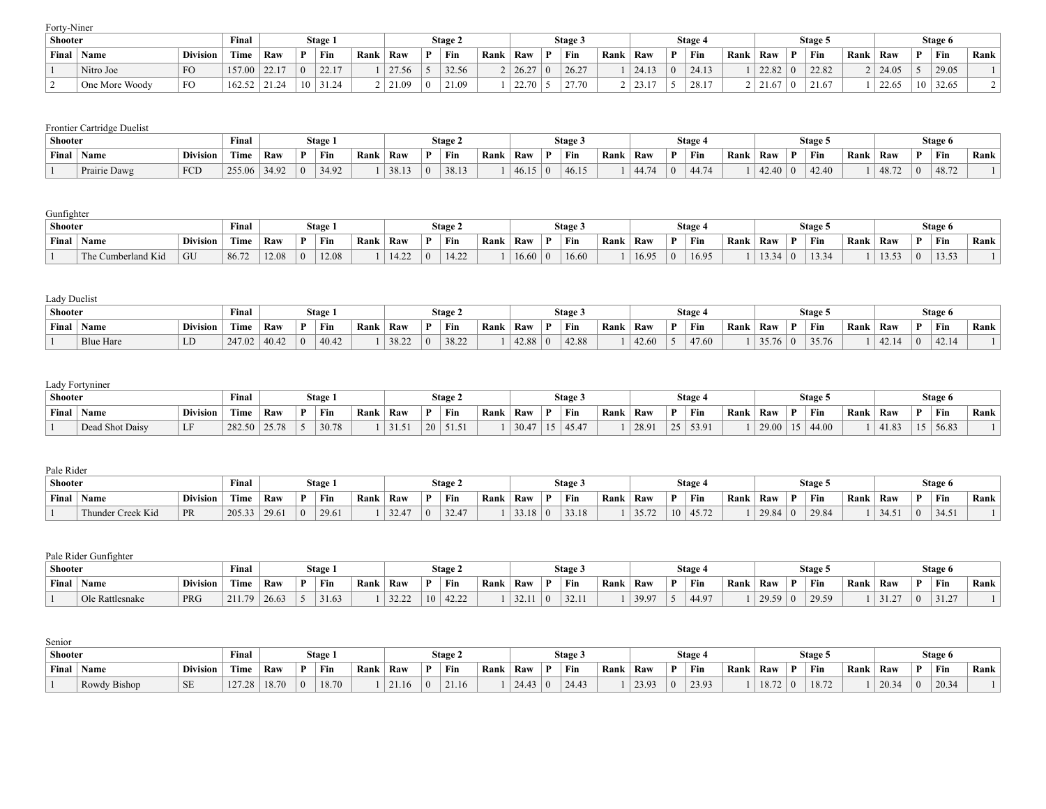Forty-Niner

| Shooter | | | Final | Stage 1 | | | | Stage 2 | | | | Stage 3 | | | | Stage 4 | | | | Stage 5 | | | | Stage 6 | | | |
|---|---|---|---|---|---|---|---|---|---|---|---|---|---|---|---|---|---|---|---|---|---|---|---|---|---|---|---|
| Final | Name | Division | Time | Raw | P | Fin | Rank | Raw | P | Fin | Rank | Raw | P | Fin | Rank | Raw | P | Fin | Rank | Raw | P | Fin | Rank | Raw | P | Fin | Rank |
| 1 | Nitro Joe | FO | 157.00 | 22.17 | 0 | 22.17 | 1 | 27.56 | 5 | 32.56 | 2 | 26.27 | 0 | 26.27 | 1 | 24.13 | 0 | 24.13 | 1 | 22.82 | 0 | 22.82 | 2 | 24.05 | 5 | 29.05 | 1 |
| 2 | One More Woody | FO | 162.52 | 21.24 | 10 | 31.24 | 2 | 21.09 | 0 | 21.09 | 1 | 22.70 | 5 | 27.70 | 2 | 23.17 | 5 | 28.17 | 2 | 21.67 | 0 | 21.67 | 1 | 22.65 | 10 | 32.65 | 2 |

Frontier Cartridge Duelist

| Shooter | | | Final | Stage 1 | | | | Stage 2 | | | | Stage 3 | | | | Stage 4 | | | | Stage 5 | | | | Stage 6 | | | |
|---|---|---|---|---|---|---|---|---|---|---|---|---|---|---|---|---|---|---|---|---|---|---|---|---|---|---|---|
| Final | Name | Division | Time | Raw | P | Fin | Rank | Raw | P | Fin | Rank | Raw | P | Fin | Rank | Raw | P | Fin | Rank | Raw | P | Fin | Rank | Raw | P | Fin | Rank |
| 1 | Prairie Dawg | FCD | 255.06 | 34.92 | 0 | 34.92 | 1 | 38.13 | 0 | 38.13 | 1 | 46.15 | 0 | 46.15 | 1 | 44.74 | 0 | 44.74 | 1 | 42.40 | 0 | 42.40 | 1 | 48.72 | 0 | 48.72 | 1 |

Gunfighter

| Shooter | | | Final | Stage 1 | | | | Stage 2 | | | | Stage 3 | | | | Stage 4 | | | | Stage 5 | | | | Stage 6 | | | |
|---|---|---|---|---|---|---|---|---|---|---|---|---|---|---|---|---|---|---|---|---|---|---|---|---|---|---|---|
| Final | Name | Division | Time | Raw | P | Fin | Rank | Raw | P | Fin | Rank | Raw | P | Fin | Rank | Raw | P | Fin | Rank | Raw | P | Fin | Rank | Raw | P | Fin | Rank |
| 1 | The Cumberland Kid | GU | 86.72 | 12.08 | 0 | 12.08 | 1 | 14.22 | 0 | 14.22 | 1 | 16.60 | 0 | 16.60 | 1 | 16.95 | 0 | 16.95 | 1 | 13.34 | 0 | 13.34 | 1 | 13.53 | 0 | 13.53 | 1 |

Lady Duelist

| Shooter | | | Final | Stage 1 | | | | Stage 2 | | | | Stage 3 | | | | Stage 4 | | | | Stage 5 | | | | Stage 6 | | | |
|---|---|---|---|---|---|---|---|---|---|---|---|---|---|---|---|---|---|---|---|---|---|---|---|---|---|---|---|
| Final | Name | Division | Time | Raw | P | Fin | Rank | Raw | P | Fin | Rank | Raw | P | Fin | Rank | Raw | P | Fin | Rank | Raw | P | Fin | Rank | Raw | P | Fin | Rank |
| 1 | Blue Hare | LD | 247.02 | 40.42 | 0 | 40.42 | 1 | 38.22 | 0 | 38.22 | 1 | 42.88 | 0 | 42.88 | 1 | 42.60 | 5 | 47.60 | 1 | 35.76 | 0 | 35.76 | 1 | 42.14 | 0 | 42.14 | 1 |

Lady Fortyniner

| Shooter | | | Final | Stage 1 | | | | Stage 2 | | | | Stage 3 | | | | Stage 4 | | | | Stage 5 | | | | Stage 6 | | | |
|---|---|---|---|---|---|---|---|---|---|---|---|---|---|---|---|---|---|---|---|---|---|---|---|---|---|---|---|
| Final | Name | Division | Time | Raw | P | Fin | Rank | Raw | P | Fin | Rank | Raw | P | Fin | Rank | Raw | P | Fin | Rank | Raw | P | Fin | Rank | Raw | P | Fin | Rank |
| 1 | Dead Shot Daisy | LF | 282.50 | 25.78 | 5 | 30.78 | 1 | 31.51 | 20 | 51.51 | 1 | 30.47 | 15 | 45.47 | 1 | 28.91 | 25 | 53.91 | 1 | 29.00 | 15 | 44.00 | 1 | 41.83 | 15 | 56.83 | 1 |

Pale Rider

| Shooter | | | Final | Stage 1 | | | | Stage 2 | | | | Stage 3 | | | | Stage 4 | | | | Stage 5 | | | | Stage 6 | | | |
|---|---|---|---|---|---|---|---|---|---|---|---|---|---|---|---|---|---|---|---|---|---|---|---|---|---|---|---|
| Final | Name | Division | Time | Raw | P | Fin | Rank | Raw | P | Fin | Rank | Raw | P | Fin | Rank | Raw | P | Fin | Rank | Raw | P | Fin | Rank | Raw | P | Fin | Rank |
| 1 | Thunder Creek Kid | PR | 205.33 | 29.61 | 0 | 29.61 | 1 | 32.47 | 0 | 32.47 | 1 | 33.18 | 0 | 33.18 | 1 | 35.72 | 10 | 45.72 | 1 | 29.84 | 0 | 29.84 | 1 | 34.51 | 0 | 34.51 | 1 |

Pale Rider Gunfighter

| Shooter | | | Final | Stage 1 | | | | Stage 2 | | | | Stage 3 | | | | Stage 4 | | | | Stage 5 | | | | Stage 6 | | | |
|---|---|---|---|---|---|---|---|---|---|---|---|---|---|---|---|---|---|---|---|---|---|---|---|---|---|---|---|
| Final | Name | Division | Time | Raw | P | Fin | Rank | Raw | P | Fin | Rank | Raw | P | Fin | Rank | Raw | P | Fin | Rank | Raw | P | Fin | Rank | Raw | P | Fin | Rank |
| 1 | Ole Rattlesnake | PRG | 211.79 | 26.63 | 5 | 31.63 | 1 | 32.22 | 10 | 42.22 | 1 | 32.11 | 0 | 32.11 | 1 | 39.97 | 5 | 44.97 | 1 | 29.59 | 0 | 29.59 | 1 | 31.27 | 0 | 31.27 | 1 |

Senior

| Shooter | | | Final | Stage 1 | | | | Stage 2 | | | | Stage 3 | | | | Stage 4 | | | | Stage 5 | | | | Stage 6 | | | |
|---|---|---|---|---|---|---|---|---|---|---|---|---|---|---|---|---|---|---|---|---|---|---|---|---|---|---|---|
| Final | Name | Division | Time | Raw | P | Fin | Rank | Raw | P | Fin | Rank | Raw | P | Fin | Rank | Raw | P | Fin | Rank | Raw | P | Fin | Rank | Raw | P | Fin | Rank |
| 1 | Rowdy Bishop | SE | 127.28 | 18.70 | 0 | 18.70 | 1 | 21.16 | 0 | 21.16 | 1 | 24.43 | 0 | 24.43 | 1 | 23.93 | 0 | 23.93 | 1 | 18.72 | 0 | 18.72 | 1 | 20.34 | 0 | 20.34 | 1 |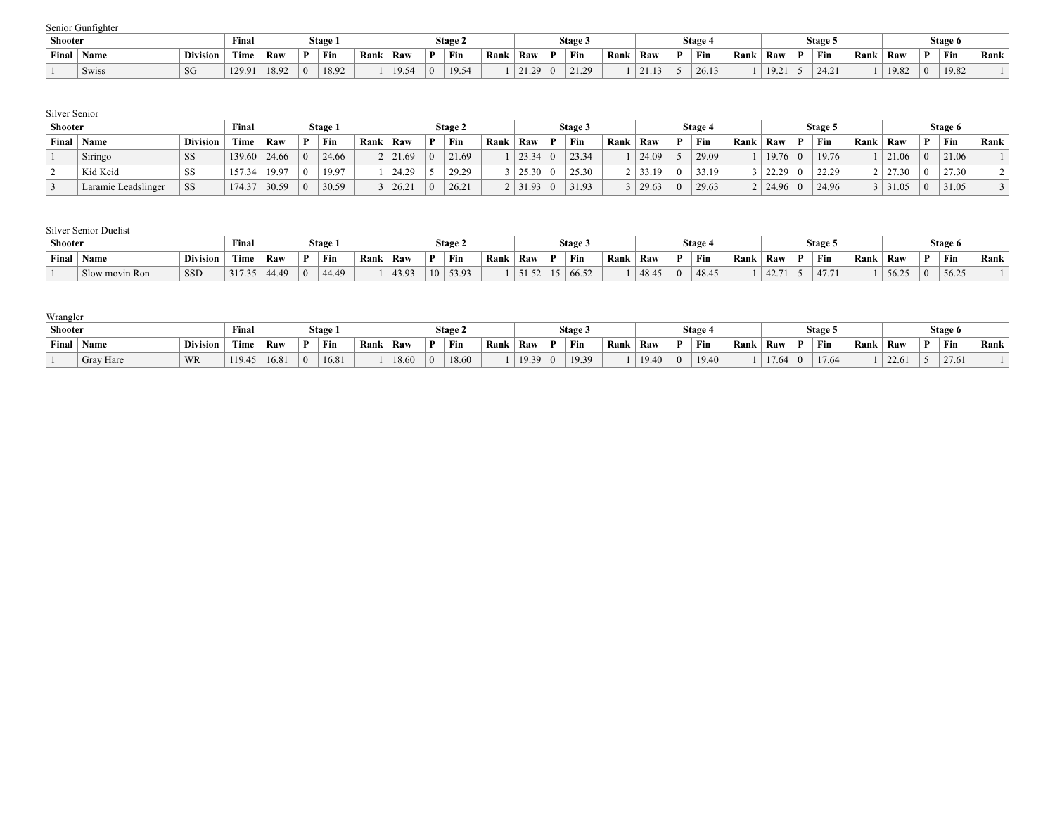Senior Gunfighter

| Shooter | | | Final | Stage 1 | | | | Stage 2 | | | | Stage 3 | | | | Stage 4 | | | | Stage 5 | | | | Stage 6 | | | |
|---|---|---|---|---|---|---|---|---|---|---|---|---|---|---|---|---|---|---|---|---|---|---|---|---|---|---|---|
| Final | Name | Division | Time | Raw | P | Fin | Rank | Raw | P | Fin | Rank | Raw | P | Fin | Rank | Raw | P | Fin | Rank | Raw | P | Fin | Rank | Raw | P | Fin | Rank |
| 1 | Swiss | SG | 129.91 | 18.92 | 0 | 18.92 | 1 | 19.54 | 0 | 19.54 | 1 | 21.29 | 0 | 21.29 | 1 | 21.13 | 5 | 26.13 | 1 | 19.21 | 5 | 24.21 | 1 | 19.82 | 0 | 19.82 | 1 |

Silver Senior

| Shooter | | | Final | Stage 1 | | | | Stage 2 | | | | Stage 3 | | | | Stage 4 | | | | Stage 5 | | | | Stage 6 | | | |
|---|---|---|---|---|---|---|---|---|---|---|---|---|---|---|---|---|---|---|---|---|---|---|---|---|---|---|---|
| Final | Name | Division | Time | Raw | P | Fin | Rank | Raw | P | Fin | Rank | Raw | P | Fin | Rank | Raw | P | Fin | Rank | Raw | P | Fin | Rank | Raw | P | Fin | Rank |
| 1 | Siringo | SS | 139.60 | 24.66 | 0 | 24.66 | 2 | 21.69 | 0 | 21.69 | 1 | 23.34 | 0 | 23.34 | 1 | 24.09 | 5 | 29.09 | 1 | 19.76 | 0 | 19.76 | 1 | 21.06 | 0 | 21.06 | 1 |
| 2 | Kid Kcid | SS | 157.34 | 19.97 | 0 | 19.97 | 1 | 24.29 | 5 | 29.29 | 3 | 25.30 | 0 | 25.30 | 2 | 33.19 | 0 | 33.19 | 3 | 22.29 | 0 | 22.29 | 2 | 27.30 | 0 | 27.30 | 2 |
| 3 | Laramie Leadslinger | SS | 174.37 | 30.59 | 0 | 30.59 | 3 | 26.21 | 0 | 26.21 | 2 | 31.93 | 0 | 31.93 | 3 | 29.63 | 0 | 29.63 | 2 | 24.96 | 0 | 24.96 | 3 | 31.05 | 0 | 31.05 | 3 |

Silver Senior Duelist

| Shooter | | | Final | Stage 1 | | | | Stage 2 | | | | Stage 3 | | | | Stage 4 | | | | Stage 5 | | | | Stage 6 | | | |
|---|---|---|---|---|---|---|---|---|---|---|---|---|---|---|---|---|---|---|---|---|---|---|---|---|---|---|---|
| Final | Name | Division | Time | Raw | P | Fin | Rank | Raw | P | Fin | Rank | Raw | P | Fin | Rank | Raw | P | Fin | Rank | Raw | P | Fin | Rank | Raw | P | Fin | Rank |
| 1 | Slow movin Ron | SSD | 317.35 | 44.49 | 0 | 44.49 | 1 | 43.93 | 10 | 53.93 | 1 | 51.52 | 15 | 66.52 | 1 | 48.45 | 0 | 48.45 | 1 | 42.71 | 5 | 47.71 | 1 | 56.25 | 0 | 56.25 | 1 |

Wrangler

| Shooter | | | Final | Stage 1 | | | | Stage 2 | | | | Stage 3 | | | | Stage 4 | | | | Stage 5 | | | | Stage 6 | | | |
|---|---|---|---|---|---|---|---|---|---|---|---|---|---|---|---|---|---|---|---|---|---|---|---|---|---|---|---|
| Final | Name | Division | Time | Raw | P | Fin | Rank | Raw | P | Fin | Rank | Raw | P | Fin | Rank | Raw | P | Fin | Rank | Raw | P | Fin | Rank | Raw | P | Fin | Rank |
| 1 | Gray Hare | WR | 119.45 | 16.81 | 0 | 16.81 | 1 | 18.60 | 0 | 18.60 | 1 | 19.39 | 0 | 19.39 | 1 | 19.40 | 0 | 19.40 | 1 | 17.64 | 0 | 17.64 | 1 | 22.61 | 5 | 27.61 | 1 |